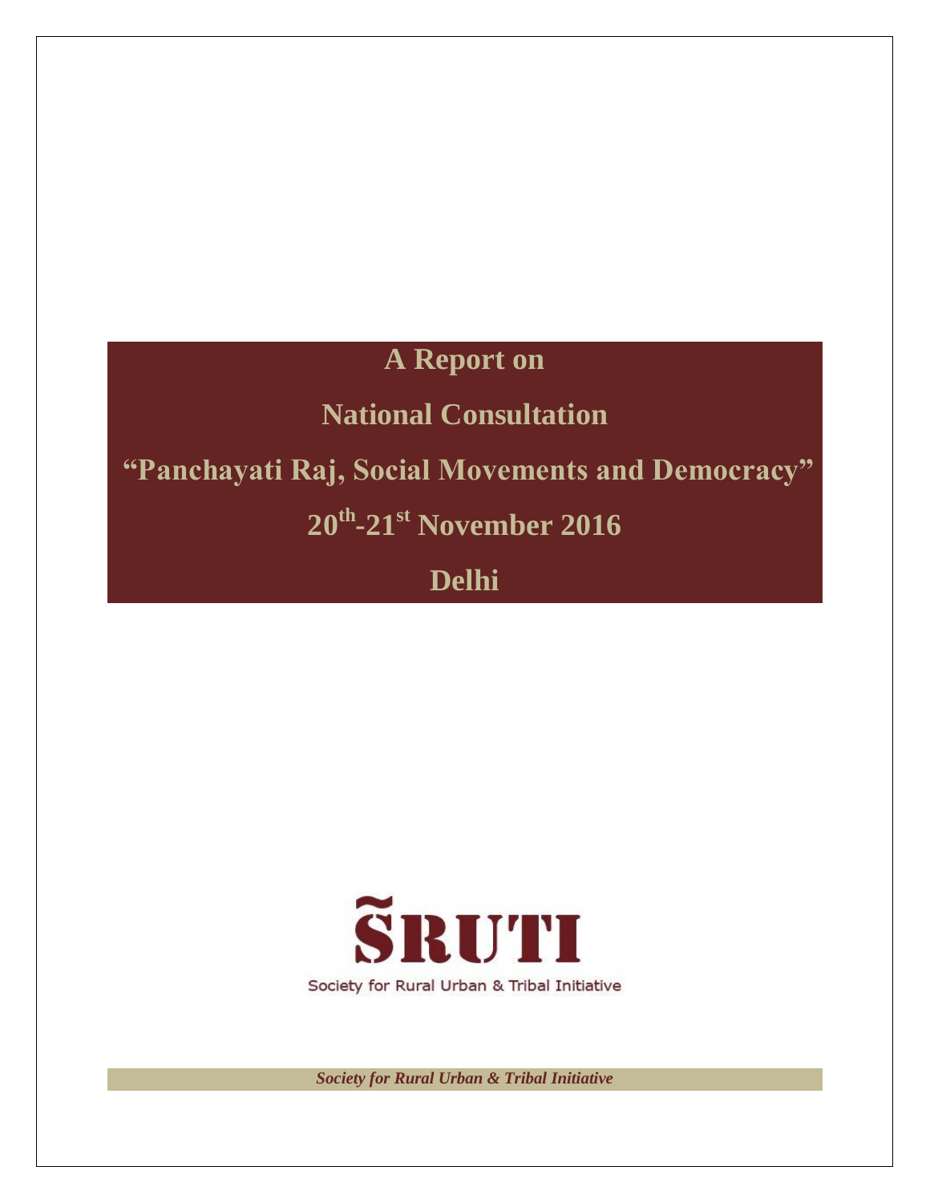# A Report on

# National Consultation

# "Panchayati Raj, Social Movements and Democracy"

# 20th-21st November 2016

# Delhi

**ŚRUTI**

Society for Rural Urban & Tribal Initiative

***Society for Rural Urban & Tribal Initiative***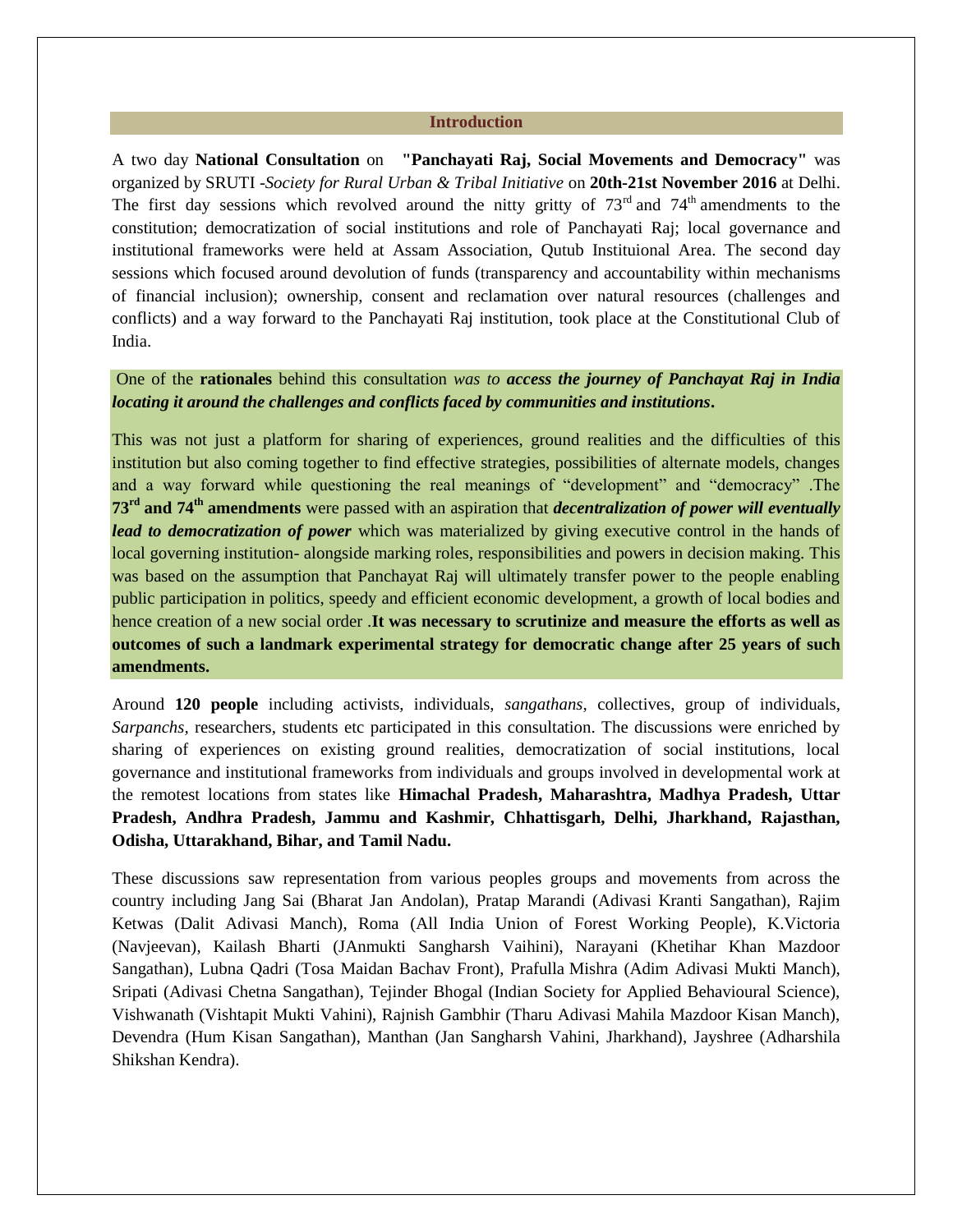## Introduction

A two day **National Consultation** on **"Panchayati Raj, Social Movements and Democracy"** was organized by SRUTI -*Society for Rural Urban & Tribal Initiative* on **20th-21st November 2016** at Delhi. The first day sessions which revolved around the nitty gritty of 73rd and 74th amendments to the constitution; democratization of social institutions and role of Panchayati Raj; local governance and institutional frameworks were held at Assam Association, Qutub Instituional Area. The second day sessions which focused around devolution of funds (transparency and accountability within mechanisms of financial inclusion); ownership, consent and reclamation over natural resources (challenges and conflicts) and a way forward to the Panchayati Raj institution, took place at the Constitutional Club of India.

One of the **rationales** behind this consultation *was to* ***access the journey of Panchayat Raj in India locating it around the challenges and conflicts faced by communities and institutions*****.**

This was not just a platform for sharing of experiences, ground realities and the difficulties of this institution but also coming together to find effective strategies, possibilities of alternate models, changes and a way forward while questioning the real meanings of "development" and "democracy" .The **73rd and 74th amendments** were passed with an aspiration that ***decentralization of power will eventually lead to democratization of power*** which was materialized by giving executive control in the hands of local governing institution- alongside marking roles, responsibilities and powers in decision making. This was based on the assumption that Panchayat Raj will ultimately transfer power to the people enabling public participation in politics, speedy and efficient economic development, a growth of local bodies and hence creation of a new social order .**It was necessary to scrutinize and measure the efforts as well as outcomes of such a landmark experimental strategy for democratic change after 25 years of such amendments.**

Around **120 people** including activists, individuals, *sangathans*, collectives, group of individuals, *Sarpanchs*, researchers, students etc participated in this consultation. The discussions were enriched by sharing of experiences on existing ground realities, democratization of social institutions, local governance and institutional frameworks from individuals and groups involved in developmental work at the remotest locations from states like **Himachal Pradesh, Maharashtra, Madhya Pradesh, Uttar Pradesh, Andhra Pradesh, Jammu and Kashmir, Chhattisgarh, Delhi, Jharkhand, Rajasthan, Odisha, Uttarakhand, Bihar, and Tamil Nadu.**

These discussions saw representation from various peoples groups and movements from across the country including Jang Sai (Bharat Jan Andolan), Pratap Marandi (Adivasi Kranti Sangathan), Rajim Ketwas (Dalit Adivasi Manch), Roma (All India Union of Forest Working People), K.Victoria (Navjeevan), Kailash Bharti (JAnmukti Sangharsh Vaihini), Narayani (Khetihar Khan Mazdoor Sangathan), Lubna Qadri (Tosa Maidan Bachav Front), Prafulla Mishra (Adim Adivasi Mukti Manch), Sripati (Adivasi Chetna Sangathan), Tejinder Bhogal (Indian Society for Applied Behavioural Science), Vishwanath (Vishtapit Mukti Vahini), Rajnish Gambhir (Tharu Adivasi Mahila Mazdoor Kisan Manch), Devendra (Hum Kisan Sangathan), Manthan (Jan Sangharsh Vahini, Jharkhand), Jayshree (Adharshila Shikshan Kendra).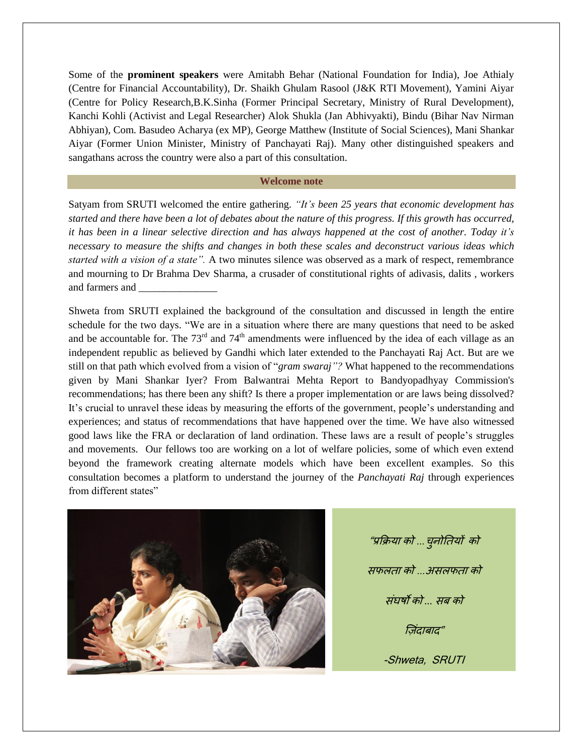Some of the **prominent speakers** were Amitabh Behar (National Foundation for India), Joe Athialy (Centre for Financial Accountability), Dr. Shaikh Ghulam Rasool (J&K RTI Movement), Yamini Aiyar (Centre for Policy Research,B.K.Sinha (Former Principal Secretary, Ministry of Rural Development), Kanchi Kohli (Activist and Legal Researcher) Alok Shukla (Jan Abhivyakti), Bindu (Bihar Nav Nirman Abhiyan), Com. Basudeo Acharya (ex MP), George Matthew (Institute of Social Sciences), Mani Shankar Aiyar (Former Union Minister, Ministry of Panchayati Raj). Many other distinguished speakers and sangathans across the country were also a part of this consultation.

## Welcome note

Satyam from SRUTI welcomed the entire gathering. *"It's been 25 years that economic development has started and there have been a lot of debates about the nature of this progress. If this growth has occurred, it has been in a linear selective direction and has always happened at the cost of another. Today it's necessary to measure the shifts and changes in both these scales and deconstruct various ideas which started with a vision of a state".* A two minutes silence was observed as a mark of respect, remembrance and mourning to Dr Brahma Dev Sharma, a crusader of constitutional rights of adivasis, dalits , workers and farmers and _______________

Shweta from SRUTI explained the background of the consultation and discussed in length the entire schedule for the two days. "We are in a situation where there are many questions that need to be asked and be accountable for. The 73rd and 74th amendments were influenced by the idea of each village as an independent republic as believed by Gandhi which later extended to the Panchayati Raj Act. But are we still on that path which evolved from a vision of "*gram swaraj"?* What happened to the recommendations given by Mani Shankar Iyer? From Balwantrai Mehta Report to Bandyopadhyay Commission's recommendations; has there been any shift? Is there a proper implementation or are laws being dissolved? It's crucial to unravel these ideas by measuring the efforts of the government, people's understanding and experiences; and status of recommendations that have happened over the time. We have also witnessed good laws like the FRA or declaration of land ordination. These laws are a result of people's struggles and movements. Our fellows too are working on a lot of welfare policies, some of which even extend beyond the framework creating alternate models which have been excellent examples. So this consultation becomes a platform to understand the journey of the *Panchayati Raj* through experiences from different states"

*"प्रक्रिया को ... चुनोतियों को*

*सफलता को ...असलफता को*

*संघर्षो को ... सब को*

*ज़िंदाबाद"*

*-Shweta, SRUTI*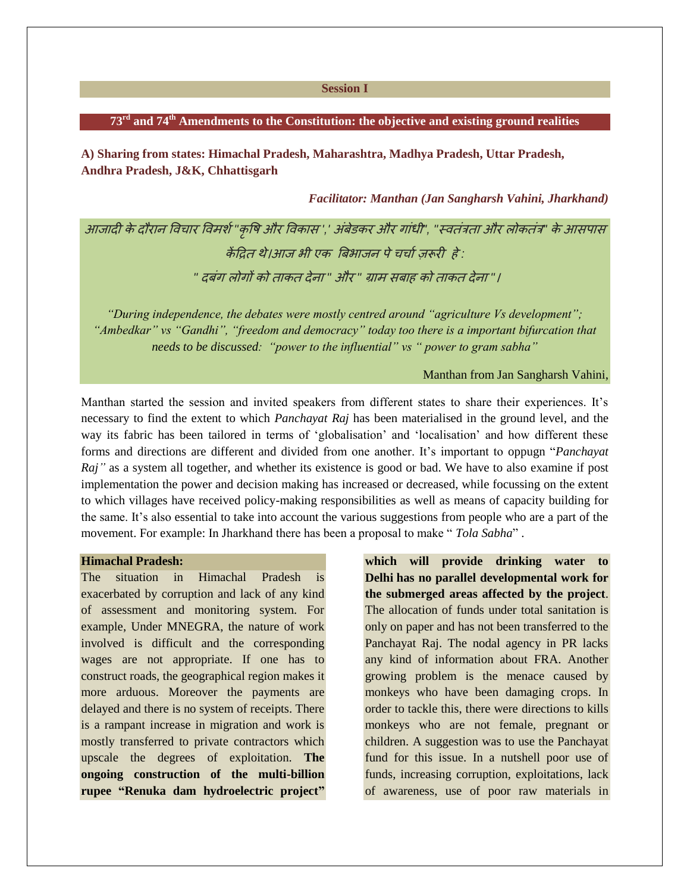## Session I

## 73rd and 74th Amendments to the Constitution: the objective and existing ground realities

### A) Sharing from states: Himachal Pradesh, Maharashtra, Madhya Pradesh, Uttar Pradesh, Andhra Pradesh, J&K, Chhattisgarh

***Facilitator: Manthan (Jan Sangharsh Vahini, Jharkhand)***

*आजादी के दौरान विचार विमर्श "कृषि और विकास',' अंबेडकर और गांधी", "स्वतंत्रता और लोकतंत्र" के आसपास केंद्रित थे।आज भी एक बिभाजन पे चर्चा ज़रूरी हे :*

*" दबंग लोगों को ताकत देना " और " ग्राम सबाह को ताकत देना "।*

*"During independence, the debates were mostly centred around "agriculture Vs development"; "Ambedkar" vs "Gandhi", "freedom and democracy" today too there is a important bifurcation that needs to be discussed: "power to the influential" vs " power to gram sabha"*

Manthan from Jan Sangharsh Vahini,

Manthan started the session and invited speakers from different states to share their experiences. It's necessary to find the extent to which *Panchayat Raj* has been materialised in the ground level, and the way its fabric has been tailored in terms of 'globalisation' and 'localisation' and how different these forms and directions are different and divided from one another. It's important to oppugn "*Panchayat Raj"* as a system all together, and whether its existence is good or bad. We have to also examine if post implementation the power and decision making has increased or decreased, while focussing on the extent to which villages have received policy-making responsibilities as well as means of capacity building for the same. It's also essential to take into account the various suggestions from people who are a part of the movement. For example: In Jharkhand there has been a proposal to make " *Tola Sabha*" .

**Himachal Pradesh:**

The situation in Himachal Pradesh is exacerbated by corruption and lack of any kind of assessment and monitoring system. For example, Under MNEGRA, the nature of work involved is difficult and the corresponding wages are not appropriate. If one has to construct roads, the geographical region makes it more arduous. Moreover the payments are delayed and there is no system of receipts. There is a rampant increase in migration and work is mostly transferred to private contractors which upscale the degrees of exploitation. **The ongoing construction of the multi-billion rupee "Renuka dam hydroelectric project" which will provide drinking water to Delhi has no parallel developmental work for the submerged areas affected by the project**. The allocation of funds under total sanitation is only on paper and has not been transferred to the Panchayat Raj. The nodal agency in PR lacks any kind of information about FRA. Another growing problem is the menace caused by monkeys who have been damaging crops. In order to tackle this, there were directions to kills monkeys who are not female, pregnant or children. A suggestion was to use the Panchayat fund for this issue. In a nutshell poor use of funds, increasing corruption, exploitations, lack of awareness, use of poor raw materials in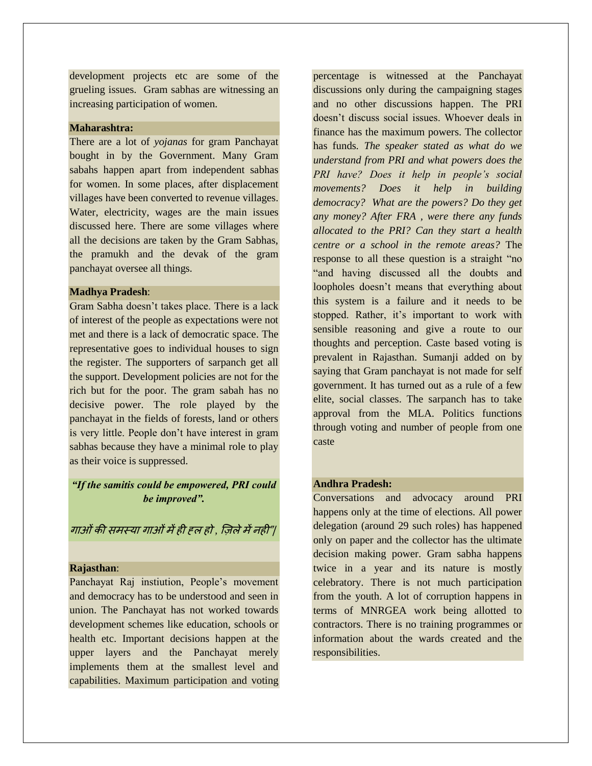development projects etc are some of the grueling issues. Gram sabhas are witnessing an increasing participation of women.

**Maharashtra:**

There are a lot of *yojanas* for gram Panchayat bought in by the Government. Many Gram sabahs happen apart from independent sabhas for women. In some places, after displacement villages have been converted to revenue villages. Water, electricity, wages are the main issues discussed here. There are some villages where all the decisions are taken by the Gram Sabhas, the pramukh and the devak of the gram panchayat oversee all things.

**Madhya Pradesh**:

Gram Sabha doesn't takes place. There is a lack of interest of the people as expectations were not met and there is a lack of democratic space. The representative goes to individual houses to sign the register. The supporters of sarpanch get all the support. Development policies are not for the rich but for the poor. The gram sabah has no decisive power. The role played by the panchayat in the fields of forests, land or others is very little. People don't have interest in gram sabhas because they have a minimal role to play as their voice is suppressed.

***"If the samitis could be empowered, PRI could be improved".***

*गाओं की समस्या गाओं में ही हल हो , ज़िले में नही"|*

**Rajasthan**:

Panchayat Raj instiution, People's movement and democracy has to be understood and seen in union. The Panchayat has not worked towards development schemes like education, schools or health etc. Important decisions happen at the upper layers and the Panchayat merely implements them at the smallest level and capabilities. Maximum participation and voting percentage is witnessed at the Panchayat discussions only during the campaigning stages and no other discussions happen. The PRI doesn't discuss social issues. Whoever deals in finance has the maximum powers. The collector has funds. *The speaker stated as what do we understand from PRI and what powers does the PRI have? Does it help in people's social movements? Does it help in building democracy? What are the powers? Do they get any money? After FRA , were there any funds allocated to the PRI? Can they start a health centre or a school in the remote areas?* The response to all these question is a straight "no "and having discussed all the doubts and loopholes doesn't means that everything about this system is a failure and it needs to be stopped. Rather, it's important to work with sensible reasoning and give a route to our thoughts and perception. Caste based voting is prevalent in Rajasthan. Sumanji added on by saying that Gram panchayat is not made for self government. It has turned out as a rule of a few elite, social classes. The sarpanch has to take approval from the MLA. Politics functions through voting and number of people from one caste

**Andhra Pradesh:**

Conversations and advocacy around PRI happens only at the time of elections. All power delegation (around 29 such roles) has happened only on paper and the collector has the ultimate decision making power. Gram sabha happens twice in a year and its nature is mostly celebratory. There is not much participation from the youth. A lot of corruption happens in terms of MNRGEA work being allotted to contractors. There is no training programmes or information about the wards created and the responsibilities.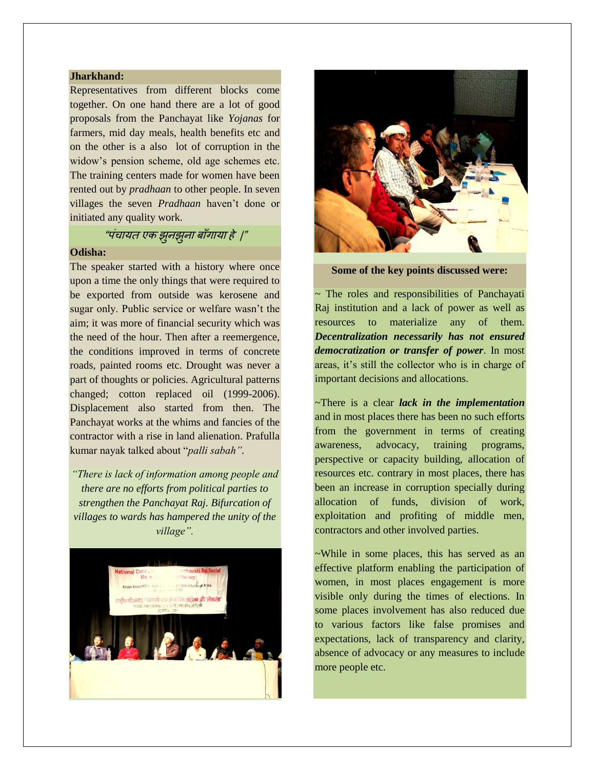**Jharkhand:**

Representatives from different blocks come together. On one hand there are a lot of good proposals from the Panchayat like *Yojanas* for farmers, mid day meals, health benefits etc and on the other is a also lot of corruption in the widow's pension scheme, old age schemes etc. The training centers made for women have been rented out by *pradhaan* to other people. In seven villages the seven *Pradhaan* haven't done or initiated any quality work.

*"पंचायत एक झुनझुना बाँगाया हे ।"*

**Odisha:**

The speaker started with a history where once upon a time the only things that were required to be exported from outside was kerosene and sugar only. Public service or welfare wasn't the aim; it was more of financial security which was the need of the hour. Then after a reemergence, the conditions improved in terms of concrete roads, painted rooms etc. Drought was never a part of thoughts or policies. Agricultural patterns changed; cotton replaced oil (1999-2006). Displacement also started from then. The Panchayat works at the whims and fancies of the contractor with a rise in land alienation. Prafulla kumar nayak talked about "*palli sabah"*.

*"There is lack of information among people and there are no efforts from political parties to strengthen the Panchayat Raj. Bifurcation of villages to wards has hampered the unity of the village".*

**Some of the key points discussed were:**

~ The roles and responsibilities of Panchayati Raj institution and a lack of power as well as resources to materialize any of them. ***Decentralization necessarily has not ensured democratization or transfer of power***. In most areas, it's still the collector who is in charge of important decisions and allocations.

~There is a clear ***lack in the implementation*** and in most places there has been no such efforts from the government in terms of creating awareness, advocacy, training programs, perspective or capacity building, allocation of resources etc. contrary in most places, there has been an increase in corruption specially during allocation of funds, division of work, exploitation and profiting of middle men, contractors and other involved parties.

~While in some places, this has served as an effective platform enabling the participation of women, in most places engagement is more visible only during the times of elections. In some places involvement has also reduced due to various factors like false promises and expectations, lack of transparency and clarity, absence of advocacy or any measures to include more people etc.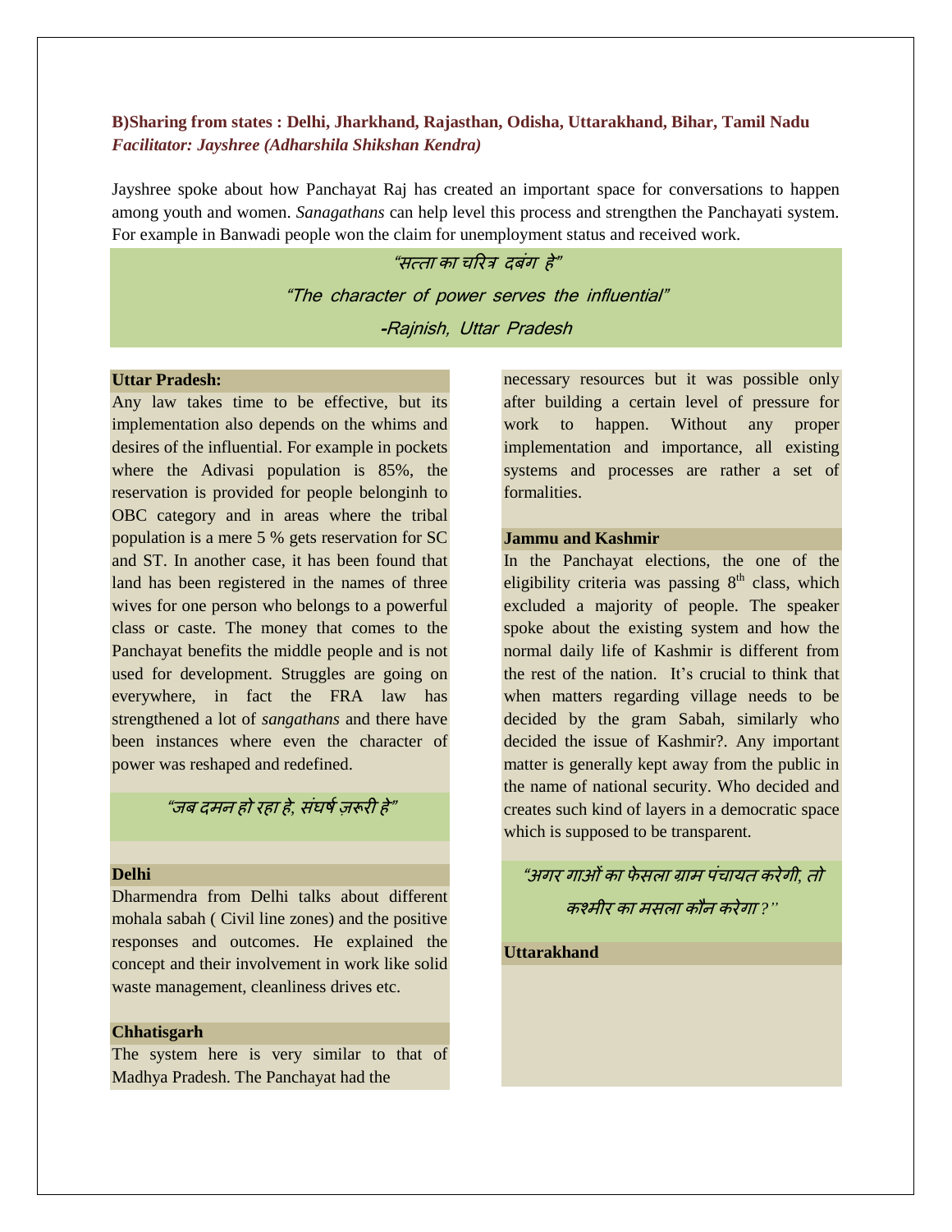**B)Sharing from states : Delhi, Jharkhand, Rajasthan, Odisha, Uttarakhand, Bihar, Tamil Nadu**
***Facilitator: Jayshree (Adharshila Shikshan Kendra)***

Jayshree spoke about how Panchayat Raj has created an important space for conversations to happen among youth and women. *Sanagathans* can help level this process and strengthen the Panchayati system. For example in Banwadi people won the claim for unemployment status and received work.

> *"सत्ता का चरित्र दबंग है"*
>
> *"The character of power serves the influential"*
>
> *-Rajnish, Uttar Pradesh*

**Uttar Pradesh:**

Any law takes time to be effective, but its implementation also depends on the whims and desires of the influential. For example in pockets where the Adivasi population is 85%, the reservation is provided for people belonginh to OBC category and in areas where the tribal population is a mere 5 % gets reservation for SC and ST. In another case, it has been found that land has been registered in the names of three wives for one person who belongs to a powerful class or caste. The money that comes to the Panchayat benefits the middle people and is not used for development. Struggles are going on everywhere, in fact the FRA law has strengthened a lot of *sangathans* and there have been instances where even the character of power was reshaped and redefined.

> *"जब दमन हो रहा है, संघर्ष ज़रूरी है"*

**Delhi**

Dharmendra from Delhi talks about different mohala sabah ( Civil line zones) and the positive responses and outcomes. He explained the concept and their involvement in work like solid waste management, cleanliness drives etc.

**Chhatisgarh**

The system here is very similar to that of Madhya Pradesh. The Panchayat had the necessary resources but it was possible only after building a certain level of pressure for work to happen. Without any proper implementation and importance, all existing systems and processes are rather a set of formalities.

**Jammu and Kashmir**

In the Panchayat elections, the one of the eligibility criteria was passing 8th class, which excluded a majority of people. The speaker spoke about the existing system and how the normal daily life of Kashmir is different from the rest of the nation. It's crucial to think that when matters regarding village needs to be decided by the gram Sabah, similarly who decided the issue of Kashmir?. Any important matter is generally kept away from the public in the name of national security. Who decided and creates such kind of layers in a democratic space which is supposed to be transparent.

> *"अगर गाओं का फेसला ग्राम पंचायत करेगी, तो कश्मीर का मसला कौन करेगा ?"*

**Uttarakhand**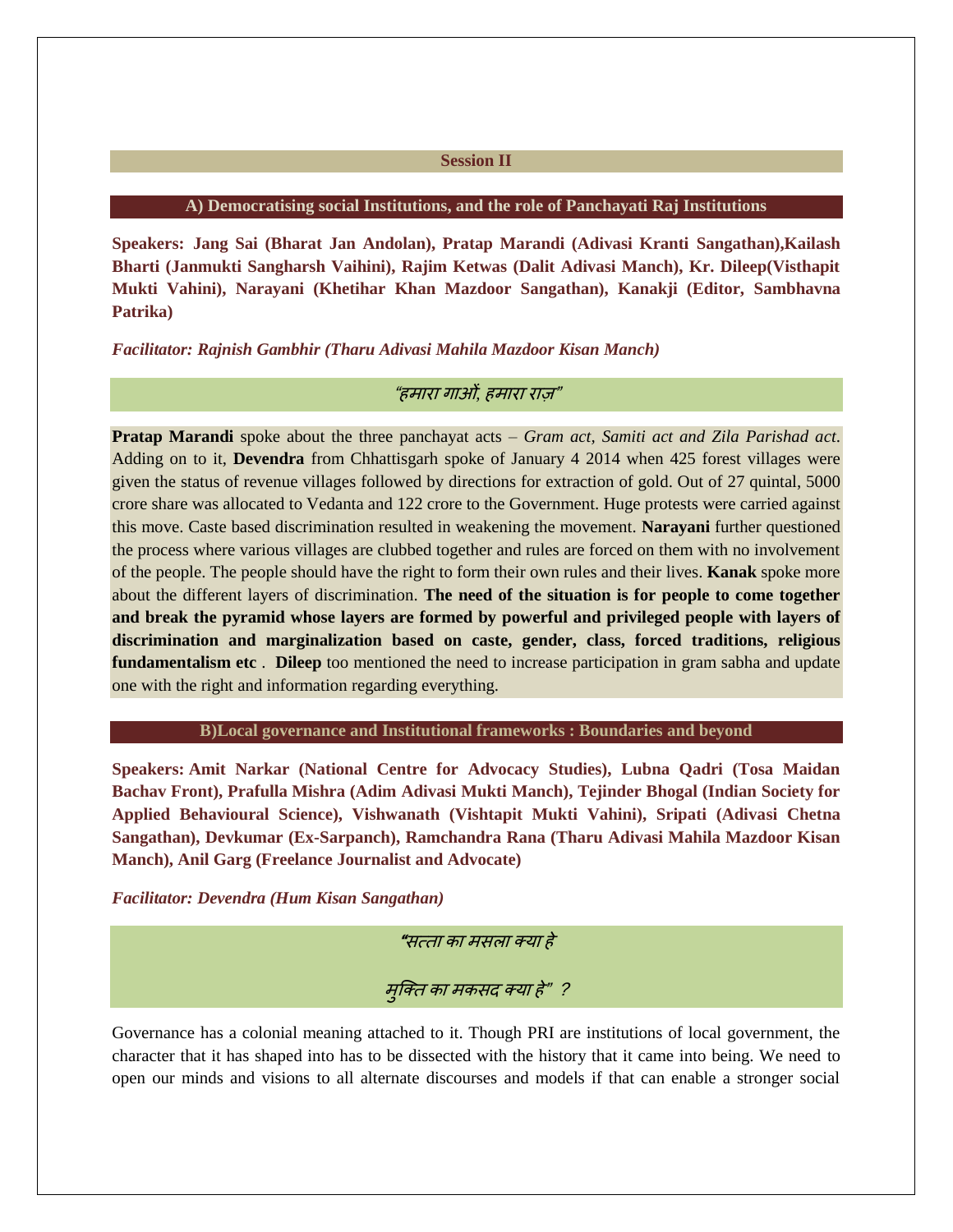## Session II

### A) Democratising social Institutions, and the role of Panchayati Raj Institutions

**Speakers: Jang Sai (Bharat Jan Andolan), Pratap Marandi (Adivasi Kranti Sangathan),Kailash Bharti (Janmukti Sangharsh Vaihini), Rajim Ketwas (Dalit Adivasi Manch), Kr. Dileep(Visthapit Mukti Vahini), Narayani (Khetihar Khan Mazdoor Sangathan), Kanakji (Editor, Sambhavna Patrika)**

***Facilitator: Rajnish Gambhir (Tharu Adivasi Mahila Mazdoor Kisan Manch)***

*"हमारा गाओं, हमारा राज़"*

**Pratap Marandi** spoke about the three panchayat acts – *Gram act, Samiti act and Zila Parishad act*. Adding on to it, **Devendra** from Chhattisgarh spoke of January 4 2014 when 425 forest villages were given the status of revenue villages followed by directions for extraction of gold. Out of 27 quintal, 5000 crore share was allocated to Vedanta and 122 crore to the Government. Huge protests were carried against this move. Caste based discrimination resulted in weakening the movement. **Narayani** further questioned the process where various villages are clubbed together and rules are forced on them with no involvement of the people. The people should have the right to form their own rules and their lives. **Kanak** spoke more about the different layers of discrimination. **The need of the situation is for people to come together and break the pyramid whose layers are formed by powerful and privileged people with layers of discrimination and marginalization based on caste, gender, class, forced traditions, religious fundamentalism etc** . **Dileep** too mentioned the need to increase participation in gram sabha and update one with the right and information regarding everything.

### B)Local governance and Institutional frameworks : Boundaries and beyond

**Speakers: Amit Narkar (National Centre for Advocacy Studies), Lubna Qadri (Tosa Maidan Bachav Front), Prafulla Mishra (Adim Adivasi Mukti Manch), Tejinder Bhogal (Indian Society for Applied Behavioural Science), Vishwanath (Vishtapit Mukti Vahini), Sripati (Adivasi Chetna Sangathan), Devkumar (Ex-Sarpanch), Ramchandra Rana (Tharu Adivasi Mahila Mazdoor Kisan Manch), Anil Garg (Freelance Journalist and Advocate)**

***Facilitator: Devendra (Hum Kisan Sangathan)***

*"सत्ता का मसला क्या हे*

*मुक्ति का मकसद क्या हे" ?*

Governance has a colonial meaning attached to it. Though PRI are institutions of local government, the character that it has shaped into has to be dissected with the history that it came into being. We need to open our minds and visions to all alternate discourses and models if that can enable a stronger social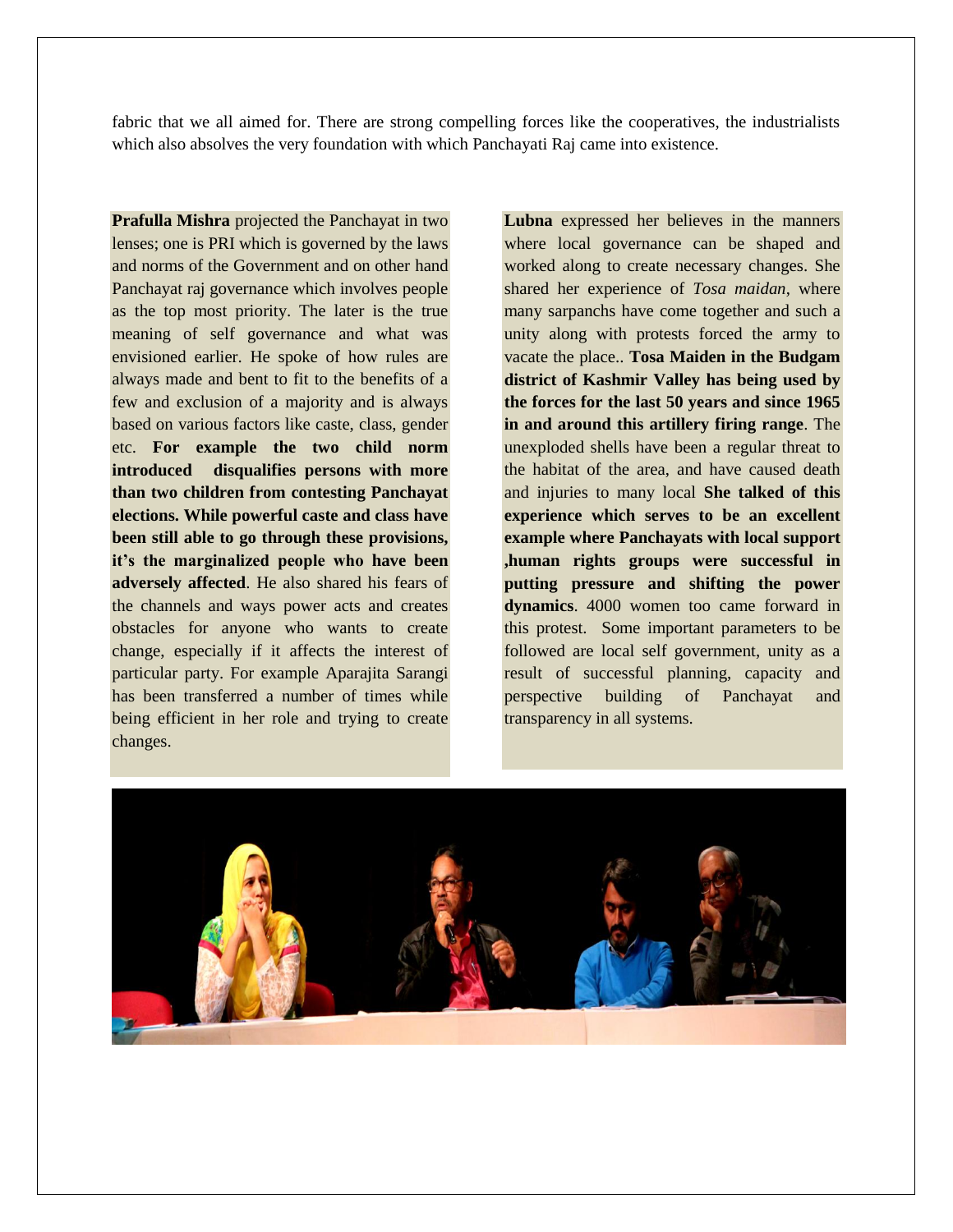fabric that we all aimed for. There are strong compelling forces like the cooperatives, the industrialists which also absolves the very foundation with which Panchayati Raj came into existence.

**Prafulla Mishra** projected the Panchayat in two lenses; one is PRI which is governed by the laws and norms of the Government and on other hand Panchayat raj governance which involves people as the top most priority. The later is the true meaning of self governance and what was envisioned earlier. He spoke of how rules are always made and bent to fit to the benefits of a few and exclusion of a majority and is always based on various factors like caste, class, gender etc. **For example the two child norm introduced disqualifies persons with more than two children from contesting Panchayat elections. While powerful caste and class have been still able to go through these provisions, it's the marginalized people who have been adversely affected**. He also shared his fears of the channels and ways power acts and creates obstacles for anyone who wants to create change, especially if it affects the interest of particular party. For example Aparajita Sarangi has been transferred a number of times while being efficient in her role and trying to create changes.

**Lubna** expressed her believes in the manners where local governance can be shaped and worked along to create necessary changes. She shared her experience of *Tosa maidan*, where many sarpanchs have come together and such a unity along with protests forced the army to vacate the place.. **Tosa Maiden in the Budgam district of Kashmir Valley has being used by the forces for the last 50 years and since 1965 in and around this artillery firing range**. The unexploded shells have been a regular threat to the habitat of the area, and have caused death and injuries to many local **She talked of this experience which serves to be an excellent example where Panchayats with local support ,human rights groups were successful in putting pressure and shifting the power dynamics**. 4000 women too came forward in this protest. Some important parameters to be followed are local self government, unity as a result of successful planning, capacity and perspective building of Panchayat and transparency in all systems.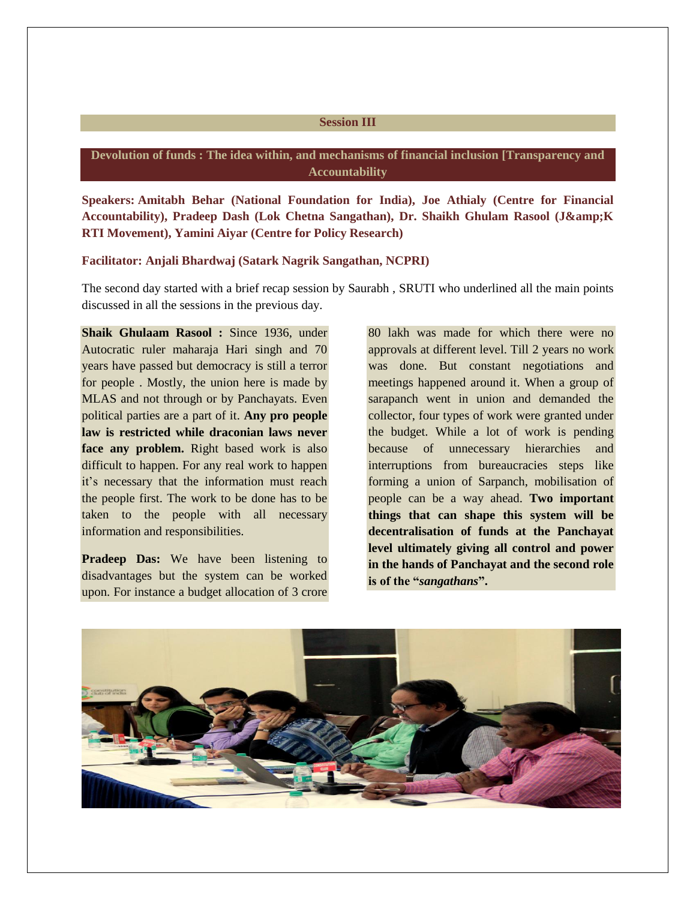## Session III

## Devolution of funds : The idea within, and mechanisms of financial inclusion [Transparency and Accountability

**Speakers: Amitabh Behar (National Foundation for India), Joe Athialy (Centre for Financial Accountability), Pradeep Dash (Lok Chetna Sangathan), Dr. Shaikh Ghulam Rasool (J&amp;K RTI Movement), Yamini Aiyar (Centre for Policy Research)**

**Facilitator: Anjali Bhardwaj (Satark Nagrik Sangathan, NCPRI)**

The second day started with a brief recap session by Saurabh , SRUTI who underlined all the main points discussed in all the sessions in the previous day.

**Shaik Ghulaam Rasool :** Since 1936, under Autocratic ruler maharaja Hari singh and 70 years have passed but democracy is still a terror for people . Mostly, the union here is made by MLAS and not through or by Panchayats. Even political parties are a part of it. **Any pro people law is restricted while draconian laws never face any problem.** Right based work is also difficult to happen. For any real work to happen it's necessary that the information must reach the people first. The work to be done has to be taken to the people with all necessary information and responsibilities.

**Pradeep Das:** We have been listening to disadvantages but the system can be worked upon. For instance a budget allocation of 3 crore 80 lakh was made for which there were no approvals at different level. Till 2 years no work was done. But constant negotiations and meetings happened around it. When a group of sarapanch went in union and demanded the collector, four types of work were granted under the budget. While a lot of work is pending because of unnecessary hierarchies and interruptions from bureaucracies steps like forming a union of Sarpanch, mobilisation of people can be a way ahead. **Two important things that can shape this system will be decentralisation of funds at the Panchayat level ultimately giving all control and power in the hands of Panchayat and the second role is of the "*sangathans*".**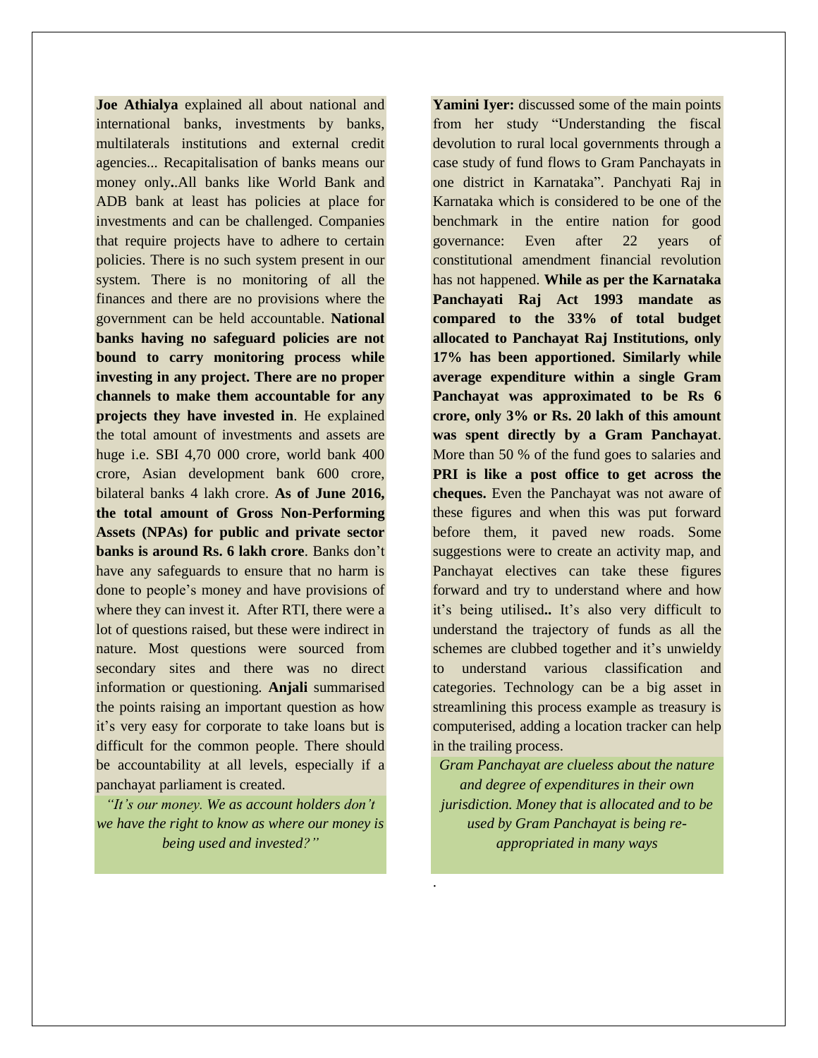**Joe Athialya** explained all about national and international banks, investments by banks, multilaterals institutions and external credit agencies... Recapitalisation of banks means our money only**.**.All banks like World Bank and ADB bank at least has policies at place for investments and can be challenged. Companies that require projects have to adhere to certain policies. There is no such system present in our system. There is no monitoring of all the finances and there are no provisions where the government can be held accountable. **National banks having no safeguard policies are not bound to carry monitoring process while investing in any project. There are no proper channels to make them accountable for any projects they have invested in**. He explained the total amount of investments and assets are huge i.e. SBI 4,70 000 crore, world bank 400 crore, Asian development bank 600 crore, bilateral banks 4 lakh crore. **As of June 2016, the total amount of Gross Non-Performing Assets (NPAs) for public and private sector banks is around Rs. 6 lakh crore**. Banks don't have any safeguards to ensure that no harm is done to people's money and have provisions of where they can invest it. After RTI, there were a lot of questions raised, but these were indirect in nature. Most questions were sourced from secondary sites and there was no direct information or questioning. **Anjali** summarised the points raising an important question as how it's very easy for corporate to take loans but is difficult for the common people. There should be accountability at all levels, especially if a panchayat parliament is created.

*"It's our money. We as account holders don't we have the right to know as where our money is being used and invested?"*

**Yamini Iyer:** discussed some of the main points from her study "Understanding the fiscal devolution to rural local governments through a case study of fund flows to Gram Panchayats in one district in Karnataka". Panchyati Raj in Karnataka which is considered to be one of the benchmark in the entire nation for good governance: Even after 22 years of constitutional amendment financial revolution has not happened. **While as per the Karnataka Panchayati Raj Act 1993 mandate as compared to the 33% of total budget allocated to Panchayat Raj Institutions, only 17% has been apportioned. Similarly while average expenditure within a single Gram Panchayat was approximated to be Rs 6 crore, only 3% or Rs. 20 lakh of this amount was spent directly by a Gram Panchayat**. More than 50 % of the fund goes to salaries and **PRI is like a post office to get across the cheques.** Even the Panchayat was not aware of these figures and when this was put forward before them, it paved new roads. Some suggestions were to create an activity map, and Panchayat electives can take these figures forward and try to understand where and how it's being utilised**..** It's also very difficult to understand the trajectory of funds as all the schemes are clubbed together and it's unwieldy to understand various classification and categories. Technology can be a big asset in streamlining this process example as treasury is computerised, adding a location tracker can help in the trailing process.

*Gram Panchayat are clueless about the nature and degree of expenditures in their own jurisdiction. Money that is allocated and to be used by Gram Panchayat is being re-appropriated in many ways*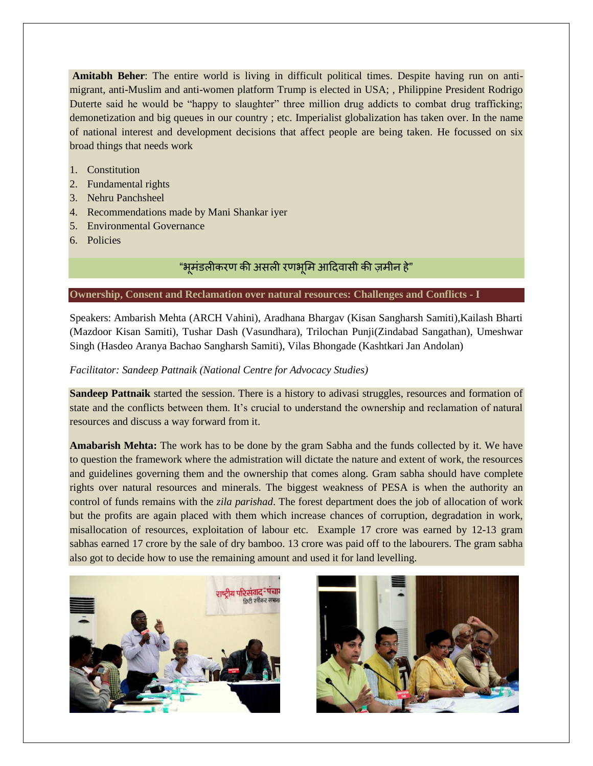**Amitabh Beher**: The entire world is living in difficult political times. Despite having run on anti-migrant, anti-Muslim and anti-women platform Trump is elected in USA; , Philippine President Rodrigo Duterte said he would be "happy to slaughter" three million drug addicts to combat drug trafficking; demonetization and big queues in our country ; etc. Imperialist globalization has taken over. In the name of national interest and development decisions that affect people are being taken. He focussed on six broad things that needs work

1. Constitution
2. Fundamental rights
3. Nehru Panchsheel
4. Recommendations made by Mani Shankar iyer
5. Environmental Governance
6. Policies

"भूमंडलीकरण की असली रणभूमि आदिवासी की ज़मीन हे"

## Ownership, Consent and Reclamation over natural resources: Challenges and Conflicts - I

Speakers: Ambarish Mehta (ARCH Vahini), Aradhana Bhargav (Kisan Sangharsh Samiti),Kailash Bharti (Mazdoor Kisan Samiti), Tushar Dash (Vasundhara), Trilochan Punji(Zindabad Sangathan), Umeshwar Singh (Hasdeo Aranya Bachao Sangharsh Samiti), Vilas Bhongade (Kashtkari Jan Andolan)

*Facilitator: Sandeep Pattnaik (National Centre for Advocacy Studies)*

**Sandeep Pattnaik** started the session. There is a history to adivasi struggles, resources and formation of state and the conflicts between them. It's crucial to understand the ownership and reclamation of natural resources and discuss a way forward from it.

**Amabarish Mehta:** The work has to be done by the gram Sabha and the funds collected by it. We have to question the framework where the admistration will dictate the nature and extent of work, the resources and guidelines governing them and the ownership that comes along. Gram sabha should have complete rights over natural resources and minerals. The biggest weakness of PESA is when the authority an control of funds remains with the *zila parishad*. The forest department does the job of allocation of work but the profits are again placed with them which increase chances of corruption, degradation in work, misallocation of resources, exploitation of labour etc. Example 17 crore was earned by 12-13 gram sabhas earned 17 crore by the sale of dry bamboo. 13 crore was paid off to the labourers. The gram sabha also got to decide how to use the remaining amount and used it for land levelling.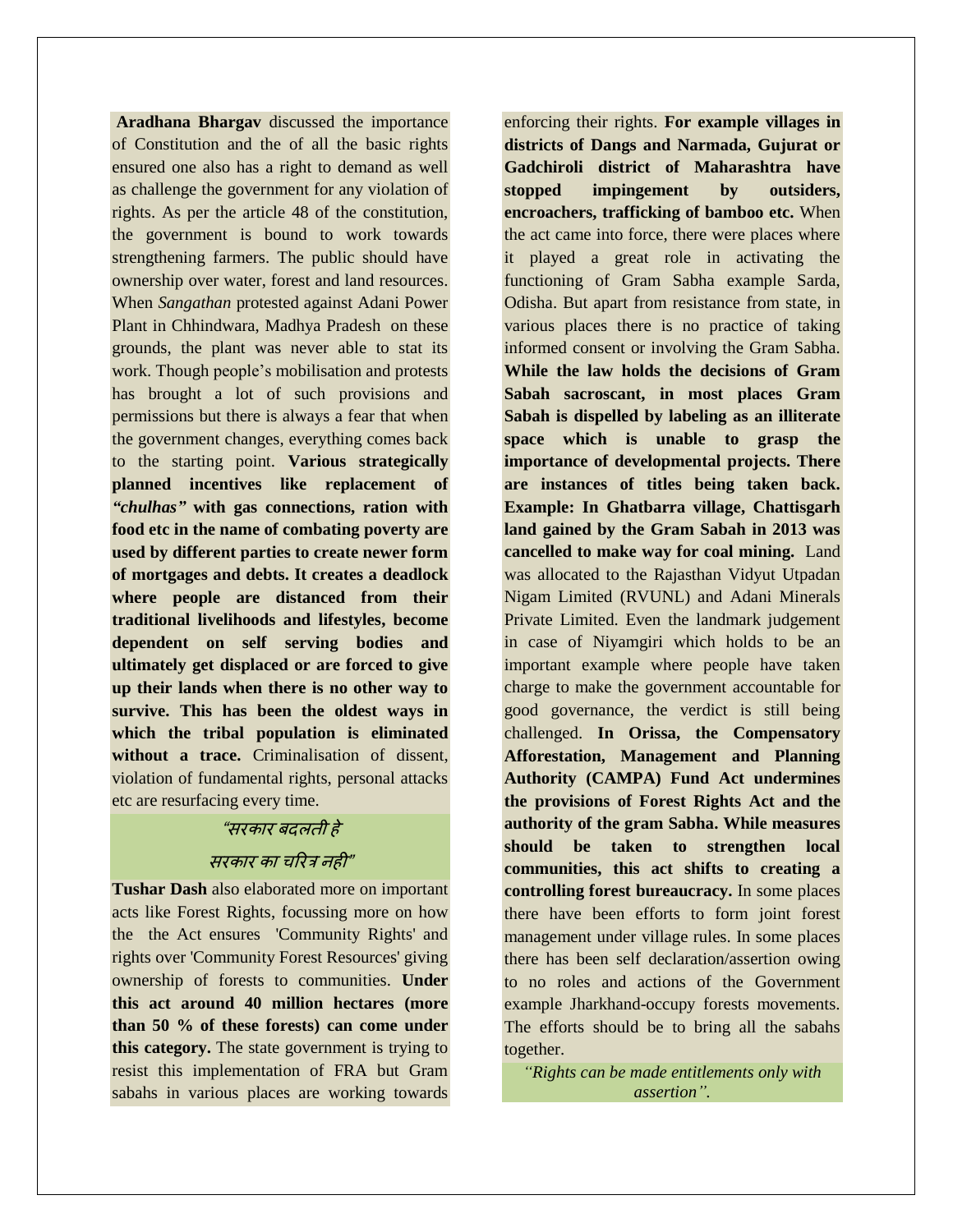**Aradhana Bhargav** discussed the importance of Constitution and the of all the basic rights ensured one also has a right to demand as well as challenge the government for any violation of rights. As per the article 48 of the constitution, the government is bound to work towards strengthening farmers. The public should have ownership over water, forest and land resources. When *Sangathan* protested against Adani Power Plant in Chhindwara, Madhya Pradesh on these grounds, the plant was never able to stat its work. Though people's mobilisation and protests has brought a lot of such provisions and permissions but there is always a fear that when the government changes, everything comes back to the starting point. **Various strategically planned incentives like replacement of *"chulhas"* with gas connections, ration with food etc in the name of combating poverty are used by different parties to create newer form of mortgages and debts. It creates a deadlock where people are distanced from their traditional livelihoods and lifestyles, become dependent on self serving bodies and ultimately get displaced or are forced to give up their lands when there is no other way to survive. This has been the oldest ways in which the tribal population is eliminated without a trace.** Criminalisation of dissent, violation of fundamental rights, personal attacks etc are resurfacing every time.

*"सरकार बदलती हे*
*सरकार का चरित्र नही"*

**Tushar Dash** also elaborated more on important acts like Forest Rights, focussing more on how the the Act ensures 'Community Rights' and rights over 'Community Forest Resources' giving ownership of forests to communities. **Under this act around 40 million hectares (more than 50 % of these forests) can come under this category.** The state government is trying to resist this implementation of FRA but Gram sabahs in various places are working towards enforcing their rights. **For example villages in districts of Dangs and Narmada, Gujurat or Gadchiroli district of Maharashtra have stopped impingement by outsiders, encroachers, trafficking of bamboo etc.** When the act came into force, there were places where it played a great role in activating the functioning of Gram Sabha example Sarda, Odisha. But apart from resistance from state, in various places there is no practice of taking informed consent or involving the Gram Sabha. **While the law holds the decisions of Gram Sabah sacroscant, in most places Gram Sabah is dispelled by labeling as an illiterate space which is unable to grasp the importance of developmental projects. There are instances of titles being taken back. Example: In Ghatbarra village, Chattisgarh land gained by the Gram Sabah in 2013 was cancelled to make way for coal mining.** Land was allocated to the Rajasthan Vidyut Utpadan Nigam Limited (RVUNL) and Adani Minerals Private Limited. Even the landmark judgement in case of Niyamgiri which holds to be an important example where people have taken charge to make the government accountable for good governance, the verdict is still being challenged. **In Orissa, the Compensatory Afforestation, Management and Planning Authority (CAMPA) Fund Act undermines the provisions of Forest Rights Act and the authority of the gram Sabha. While measures should be taken to strengthen local communities, this act shifts to creating a controlling forest bureaucracy.** In some places there have been efforts to form joint forest management under village rules. In some places there has been self declaration/assertion owing to no roles and actions of the Government example Jharkhand-occupy forests movements. The efforts should be to bring all the sabahs together.

*"Rights can be made entitlements only with assertion".*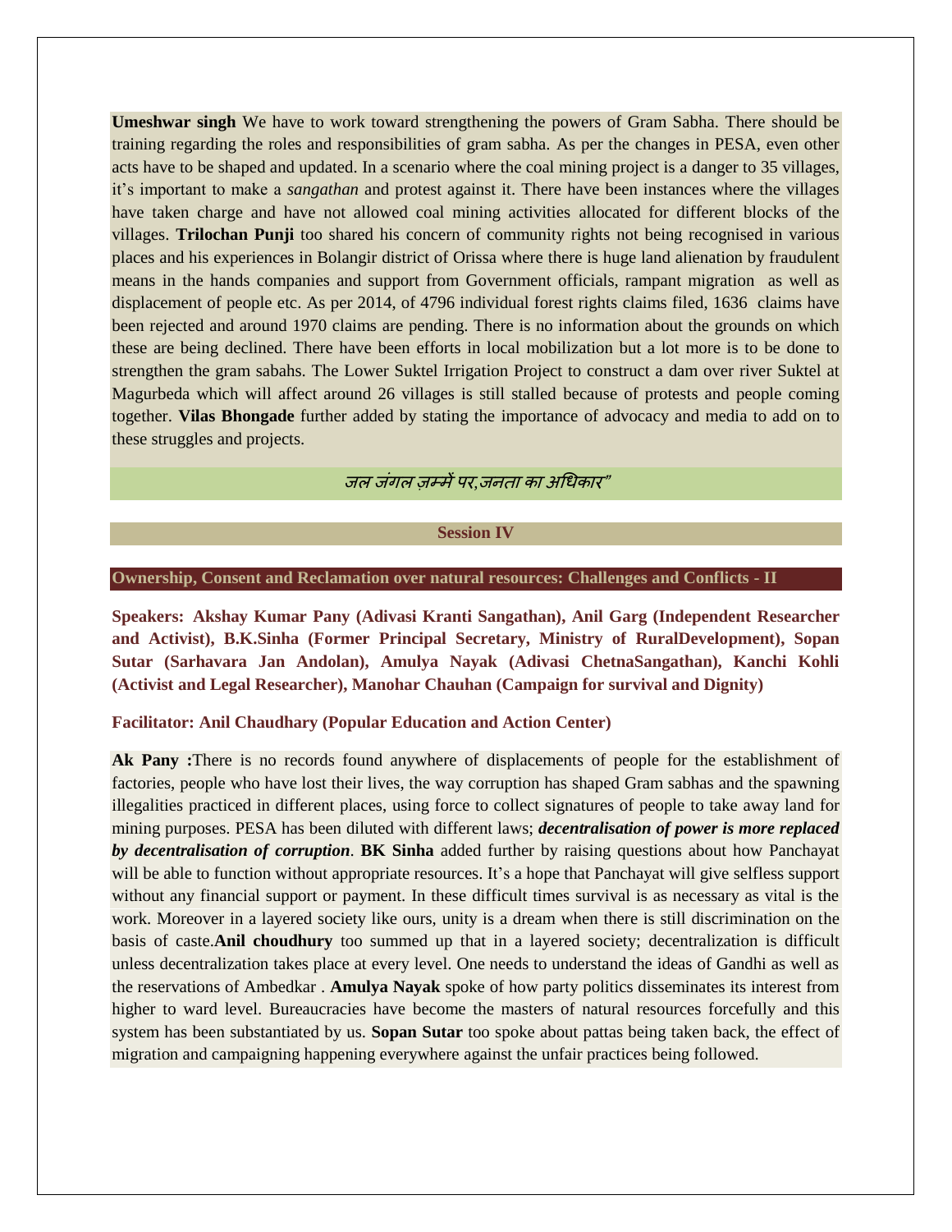**Umeshwar singh** We have to work toward strengthening the powers of Gram Sabha. There should be training regarding the roles and responsibilities of gram sabha. As per the changes in PESA, even other acts have to be shaped and updated. In a scenario where the coal mining project is a danger to 35 villages, it's important to make a *sangathan* and protest against it. There have been instances where the villages have taken charge and have not allowed coal mining activities allocated for different blocks of the villages. **Trilochan Punji** too shared his concern of community rights not being recognised in various places and his experiences in Bolangir district of Orissa where there is huge land alienation by fraudulent means in the hands companies and support from Government officials, rampant migration as well as displacement of people etc. As per 2014, of 4796 individual forest rights claims filed, 1636 claims have been rejected and around 1970 claims are pending. There is no information about the grounds on which these are being declined. There have been efforts in local mobilization but a lot more is to be done to strengthen the gram sabahs. The Lower Suktel Irrigation Project to construct a dam over river Suktel at Magurbeda which will affect around 26 villages is still stalled because of protests and people coming together. **Vilas Bhongade** further added by stating the importance of advocacy and media to add on to these struggles and projects.

*जल जंगल ज़म्में पर,जनता का अधिकार"*

## Session IV

### Ownership, Consent and Reclamation over natural resources: Challenges and Conflicts - II

**Speakers: Akshay Kumar Pany (Adivasi Kranti Sangathan), Anil Garg (Independent Researcher and Activist), B.K.Sinha (Former Principal Secretary, Ministry of RuralDevelopment), Sopan Sutar (Sarhavara Jan Andolan), Amulya Nayak (Adivasi ChetnaSangathan), Kanchi Kohli (Activist and Legal Researcher), Manohar Chauhan (Campaign for survival and Dignity)**

**Facilitator: Anil Chaudhary (Popular Education and Action Center)**

**Ak Pany :**There is no records found anywhere of displacements of people for the establishment of factories, people who have lost their lives, the way corruption has shaped Gram sabhas and the spawning illegalities practiced in different places, using force to collect signatures of people to take away land for mining purposes. PESA has been diluted with different laws; ***decentralisation of power is more replaced by decentralisation of corruption***. **BK Sinha** added further by raising questions about how Panchayat will be able to function without appropriate resources. It's a hope that Panchayat will give selfless support without any financial support or payment. In these difficult times survival is as necessary as vital is the work. Moreover in a layered society like ours, unity is a dream when there is still discrimination on the basis of caste.**Anil choudhury** too summed up that in a layered society; decentralization is difficult unless decentralization takes place at every level. One needs to understand the ideas of Gandhi as well as the reservations of Ambedkar . **Amulya Nayak** spoke of how party politics disseminates its interest from higher to ward level. Bureaucracies have become the masters of natural resources forcefully and this system has been substantiated by us. **Sopan Sutar** too spoke about pattas being taken back, the effect of migration and campaigning happening everywhere against the unfair practices being followed.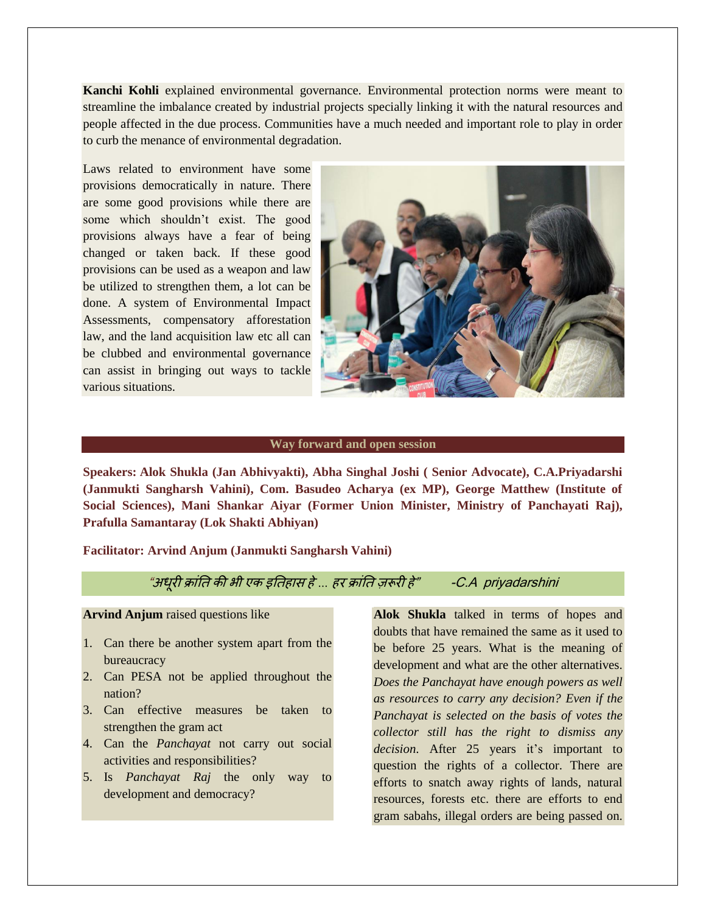**Kanchi Kohli** explained environmental governance. Environmental protection norms were meant to streamline the imbalance created by industrial projects specially linking it with the natural resources and people affected in the due process. Communities have a much needed and important role to play in order to curb the menance of environmental degradation.

Laws related to environment have some provisions democratically in nature. There are some good provisions while there are some which shouldn't exist. The good provisions always have a fear of being changed or taken back. If these good provisions can be used as a weapon and law be utilized to strengthen them, a lot can be done. A system of Environmental Impact Assessments, compensatory afforestation law, and the land acquisition law etc all can be clubbed and environmental governance can assist in bringing out ways to tackle various situations.

## Way forward and open session

**Speakers: Alok Shukla (Jan Abhivyakti), Abha Singhal Joshi ( Senior Advocate), C.A.Priyadarshi (Janmukti Sangharsh Vahini), Com. Basudeo Acharya (ex MP), George Matthew (Institute of Social Sciences), Mani Shankar Aiyar (Former Union Minister, Ministry of Panchayati Raj), Prafulla Samantaray (Lok Shakti Abhiyan)**

**Facilitator: Arvind Anjum (Janmukti Sangharsh Vahini)**

*"अधूरी क्रांति की भी एक इतिहास हे ... हर क्रांति ज़रूरी हे"* *-C.A priyadarshini*

**Arvind Anjum** raised questions like

1. Can there be another system apart from the bureaucracy
2. Can PESA not be applied throughout the nation?
3. Can effective measures be taken to strengthen the gram act
4. Can the *Panchayat* not carry out social activities and responsibilities?
5. Is *Panchayat Raj* the only way to development and democracy?

**Alok Shukla** talked in terms of hopes and doubts that have remained the same as it used to be before 25 years. What is the meaning of development and what are the other alternatives. *Does the Panchayat have enough powers as well as resources to carry any decision? Even if the Panchayat is selected on the basis of votes the collector still has the right to dismiss any decision.* After 25 years it's important to question the rights of a collector. There are efforts to snatch away rights of lands, natural resources, forests etc. there are efforts to end gram sabahs, illegal orders are being passed on.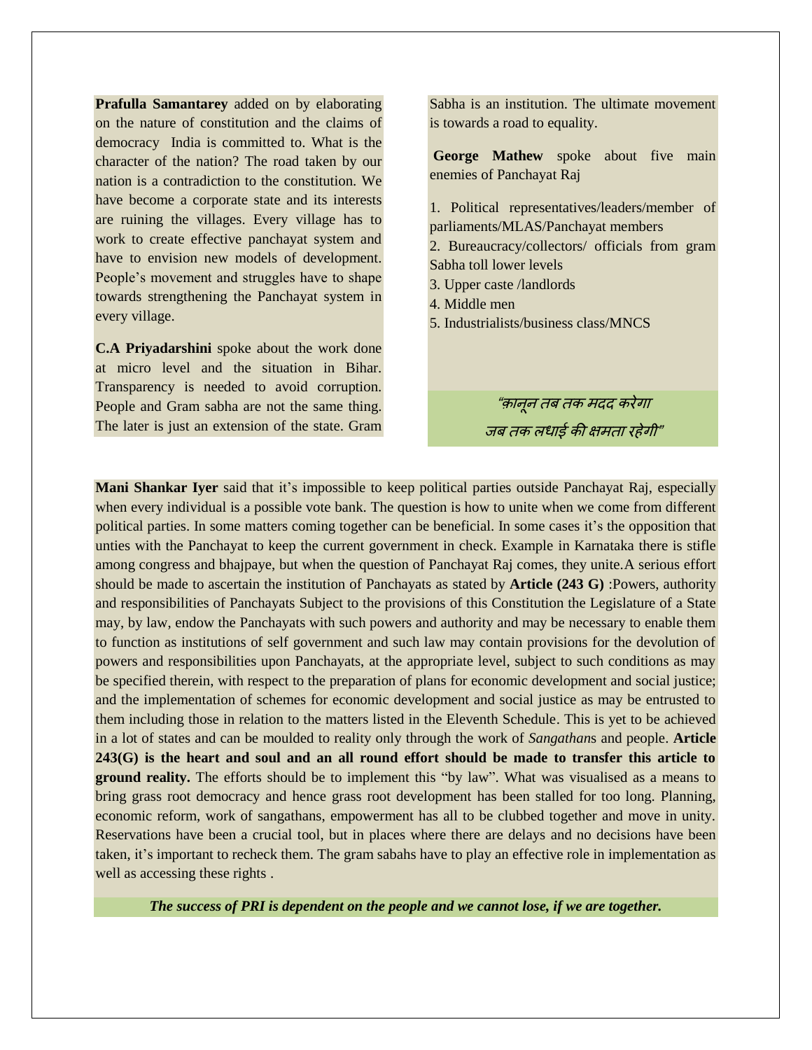**Prafulla Samantarey** added on by elaborating on the nature of constitution and the claims of democracy India is committed to. What is the character of the nation? The road taken by our nation is a contradiction to the constitution. We have become a corporate state and its interests are ruining the villages. Every village has to work to create effective panchayat system and have to envision new models of development. People's movement and struggles have to shape towards strengthening the Panchayat system in every village.

**C.A Priyadarshini** spoke about the work done at micro level and the situation in Bihar. Transparency is needed to avoid corruption. People and Gram sabha are not the same thing. The later is just an extension of the state. Gram Sabha is an institution. The ultimate movement is towards a road to equality.

**George Mathew** spoke about five main enemies of Panchayat Raj

1. Political representatives/leaders/member of parliaments/MLAS/Panchayat members
2. Bureaucracy/collectors/ officials from gram Sabha toll lower levels
3. Upper caste /landlords
4. Middle men
5. Industrialists/business class/MNCS

*"क़ानून तब तक मदद करेगा*
*जब तक लधाई की क्षमता रहेगी"*

**Mani Shankar Iyer** said that it's impossible to keep political parties outside Panchayat Raj, especially when every individual is a possible vote bank. The question is how to unite when we come from different political parties. In some matters coming together can be beneficial. In some cases it's the opposition that unties with the Panchayat to keep the current government in check. Example in Karnataka there is stifle among congress and bhajpaye, but when the question of Panchayat Raj comes, they unite.A serious effort should be made to ascertain the institution of Panchayats as stated by **Article (243 G)** :Powers, authority and responsibilities of Panchayats Subject to the provisions of this Constitution the Legislature of a State may, by law, endow the Panchayats with such powers and authority and may be necessary to enable them to function as institutions of self government and such law may contain provisions for the devolution of powers and responsibilities upon Panchayats, at the appropriate level, subject to such conditions as may be specified therein, with respect to the preparation of plans for economic development and social justice; and the implementation of schemes for economic development and social justice as may be entrusted to them including those in relation to the matters listed in the Eleventh Schedule. This is yet to be achieved in a lot of states and can be moulded to reality only through the work of *Sangathan*s and people. **Article 243(G) is the heart and soul and an all round effort should be made to transfer this article to ground reality.** The efforts should be to implement this "by law". What was visualised as a means to bring grass root democracy and hence grass root development has been stalled for too long. Planning, economic reform, work of sangathans, empowerment has all to be clubbed together and move in unity. Reservations have been a crucial tool, but in places where there are delays and no decisions have been taken, it's important to recheck them. The gram sabahs have to play an effective role in implementation as well as accessing these rights .

***The success of PRI is dependent on the people and we cannot lose, if we are together.***